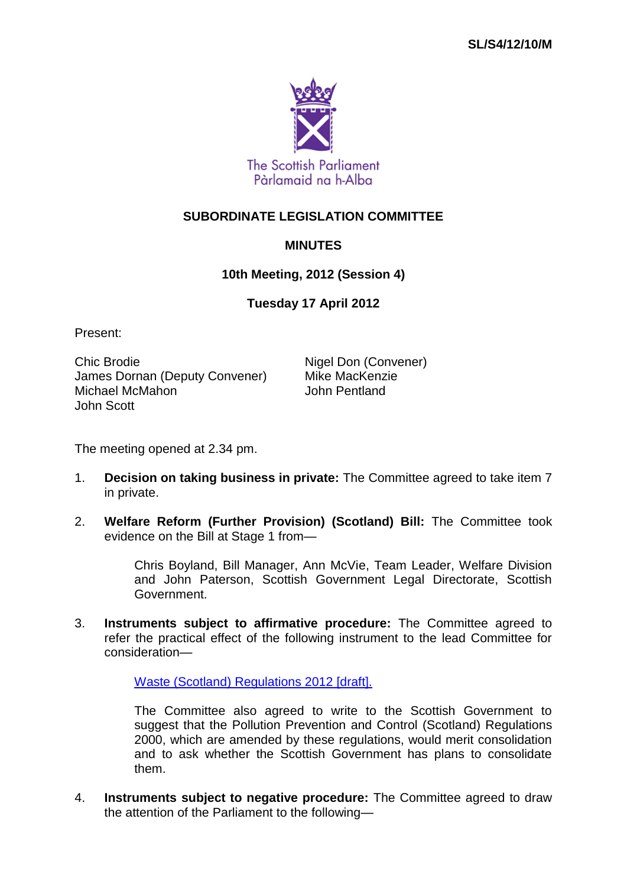SL/S4/12/10/M

The Scottish Parliament
Pàrlamaid na h-Alba

# SUBORDINATE LEGISLATION COMMITTEE

## MINUTES

### 10th Meeting, 2012 (Session 4)

### Tuesday 17 April 2012

Present:

Chic Brodie
Nigel Don (Convener)
James Dornan (Deputy Convener)
Mike MacKenzie
Michael McMahon
John Pentland
John Scott

The meeting opened at 2.34 pm.

1. **Decision on taking business in private:** The Committee agreed to take item 7 in private.

2. **Welfare Reform (Further Provision) (Scotland) Bill:** The Committee took evidence on the Bill at Stage 1 from—

   Chris Boyland, Bill Manager, Ann McVie, Team Leader, Welfare Division and John Paterson, Scottish Government Legal Directorate, Scottish Government.

3. **Instruments subject to affirmative procedure:** The Committee agreed to refer the practical effect of the following instrument to the lead Committee for consideration—

   Waste (Scotland) Regulations 2012 [draft].

   The Committee also agreed to write to the Scottish Government to suggest that the Pollution Prevention and Control (Scotland) Regulations 2000, which are amended by these regulations, would merit consolidation and to ask whether the Scottish Government has plans to consolidate them.

4. **Instruments subject to negative procedure:** The Committee agreed to draw the attention of the Parliament to the following—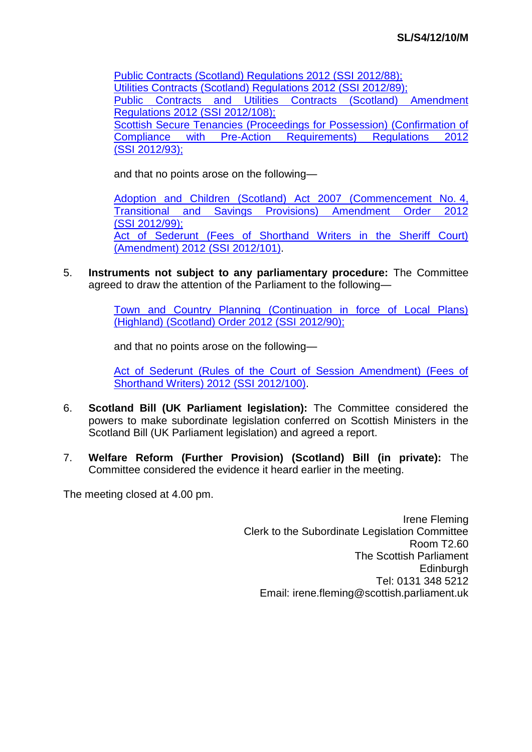Public Contracts (Scotland) Regulations 2012 (SSI 2012/88);
Utilities Contracts (Scotland) Regulations 2012 (SSI 2012/89);
Public Contracts and Utilities Contracts (Scotland) Amendment Regulations 2012 (SSI 2012/108);
Scottish Secure Tenancies (Proceedings for Possession) (Confirmation of Compliance with Pre-Action Requirements) Regulations 2012 (SSI 2012/93);

and that no points arose on the following—

Adoption and Children (Scotland) Act 2007 (Commencement No. 4, Transitional and Savings Provisions) Amendment Order 2012 (SSI 2012/99);
Act of Sederunt (Fees of Shorthand Writers in the Sheriff Court) (Amendment) 2012 (SSI 2012/101).

5. **Instruments not subject to any parliamentary procedure:** The Committee agreed to draw the attention of the Parliament to the following—

   Town and Country Planning (Continuation in force of Local Plans) (Highland) (Scotland) Order 2012 (SSI 2012/90);

   and that no points arose on the following—

   Act of Sederunt (Rules of the Court of Session Amendment) (Fees of Shorthand Writers) 2012 (SSI 2012/100).

6. **Scotland Bill (UK Parliament legislation):** The Committee considered the powers to make subordinate legislation conferred on Scottish Ministers in the Scotland Bill (UK Parliament legislation) and agreed a report.

7. **Welfare Reform (Further Provision) (Scotland) Bill (in private):** The Committee considered the evidence it heard earlier in the meeting.

The meeting closed at 4.00 pm.

Irene Fleming
Clerk to the Subordinate Legislation Committee
Room T2.60
The Scottish Parliament
Edinburgh
Tel: 0131 348 5212
Email: irene.fleming@scottish.parliament.uk